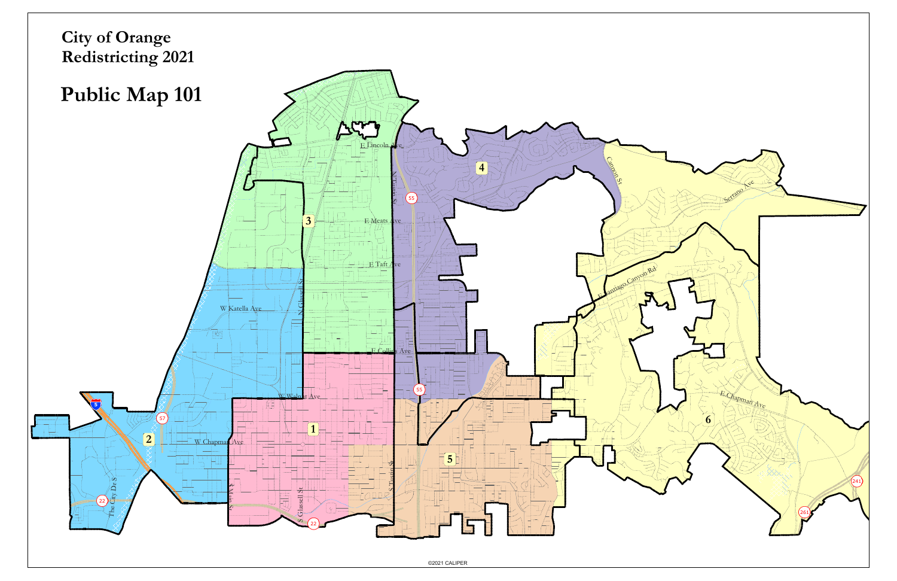# City of Orange
# Redistricting 2021

# Public Map 101

©2021 CALIPER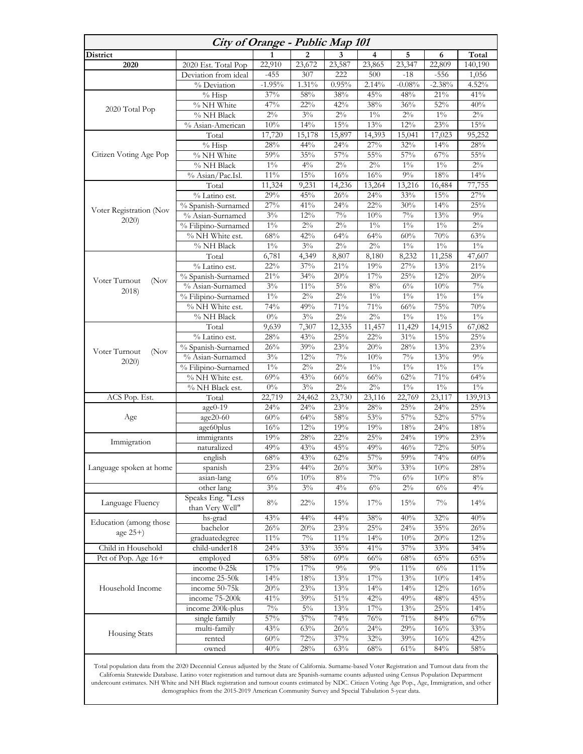| *City of Orange - Public Map 101* | | | | | | | | |
|---|---|---|---|---|---|---|---|---|
| **District** | | **1** | **2** | **3** | **4** | **5** | **6** | **Total** |
| **2020** | 2020 Est. Total Pop | 22,910 | 23,672 | 23,587 | 23,865 | 23,347 | 22,809 | 140,190 |
| | Deviation from ideal | -455 | 307 | 222 | 500 | -18 | -556 | 1,056 |
| | % Deviation | -1.95% | 1.31% | 0.95% | 2.14% | -0.08% | -2.38% | 4.52% |
| 2020 Total Pop | % Hisp | 37% | 58% | 38% | 45% | 48% | 21% | 41% |
| | % NH White | 47% | 22% | 42% | 38% | 36% | 52% | 40% |
| | % NH Black | 2% | 3% | 2% | 1% | 2% | 1% | 2% |
| | % Asian-American | 10% | 14% | 15% | 13% | 12% | 23% | 15% |
| Citizen Voting Age Pop | Total | 17,720 | 15,178 | 15,897 | 14,393 | 15,041 | 17,023 | 95,252 |
| | % Hisp | 28% | 44% | 24% | 27% | 32% | 14% | 28% |
| | % NH White | 59% | 35% | 57% | 55% | 57% | 67% | 55% |
| | % NH Black | 1% | 4% | 2% | 2% | 1% | 1% | 2% |
| | % Asian/Pac.Isl. | 11% | 15% | 16% | 16% | 9% | 18% | 14% |
| Voter Registration (Nov 2020) | Total | 11,324 | 9,231 | 14,236 | 13,264 | 13,216 | 16,484 | 77,755 |
| | % Latino est. | 29% | 45% | 26% | 24% | 33% | 15% | 27% |
| | % Spanish-Surnamed | 27% | 41% | 24% | 22% | 30% | 14% | 25% |
| | % Asian-Surnamed | 3% | 12% | 7% | 10% | 7% | 13% | 9% |
| | % Filipino-Surnamed | 1% | 2% | 2% | 1% | 1% | 1% | 2% |
| | % NH White est. | 68% | 42% | 64% | 64% | 60% | 70% | 63% |
| | % NH Black | 1% | 3% | 2% | 2% | 1% | 1% | 1% |
| Voter Turnout (Nov 2018) | Total | 6,781 | 4,349 | 8,807 | 8,180 | 8,232 | 11,258 | 47,607 |
| | % Latino est. | 22% | 37% | 21% | 19% | 27% | 13% | 21% |
| | % Spanish-Surnamed | 21% | 34% | 20% | 17% | 25% | 12% | 20% |
| | % Asian-Surnamed | 3% | 11% | 5% | 8% | 6% | 10% | 7% |
| | % Filipino-Surnamed | 1% | 2% | 2% | 1% | 1% | 1% | 1% |
| | % NH White est. | 74% | 49% | 71% | 71% | 66% | 75% | 70% |
| | % NH Black | 0% | 3% | 2% | 2% | 1% | 1% | 1% |
| Voter Turnout (Nov 2020) | Total | 9,639 | 7,307 | 12,335 | 11,457 | 11,429 | 14,915 | 67,082 |
| | % Latino est. | 28% | 43% | 25% | 22% | 31% | 15% | 25% |
| | % Spanish-Surnamed | 26% | 39% | 23% | 20% | 28% | 13% | 23% |
| | % Asian-Surnamed | 3% | 12% | 7% | 10% | 7% | 13% | 9% |
| | % Filipino-Surnamed | 1% | 2% | 2% | 1% | 1% | 1% | 1% |
| | % NH White est. | 69% | 43% | 66% | 66% | 62% | 71% | 64% |
| | % NH Black est. | 0% | 3% | 2% | 2% | 1% | 1% | 1% |
| ACS Pop. Est. | Total | 22,719 | 24,462 | 23,730 | 23,116 | 22,769 | 23,117 | 139,913 |
| Age | age0-19 | 24% | 24% | 23% | 28% | 25% | 24% | 25% |
| | age20-60 | 60% | 64% | 58% | 53% | 57% | 52% | 57% |
| | age60plus | 16% | 12% | 19% | 19% | 18% | 24% | 18% |
| Immigration | immigrants | 19% | 28% | 22% | 25% | 24% | 19% | 23% |
| | naturalized | 49% | 43% | 45% | 49% | 46% | 72% | 50% |
| Language spoken at home | english | 68% | 43% | 62% | 57% | 59% | 74% | 60% |
| | spanish | 23% | 44% | 26% | 30% | 33% | 10% | 28% |
| | asian-lang | 6% | 10% | 8% | 7% | 6% | 10% | 8% |
| | other lang | 3% | 3% | 4% | 6% | 2% | 6% | 4% |
| Language Fluency | Speaks Eng. "Less than Very Well" | 8% | 22% | 15% | 17% | 15% | 7% | 14% |
| Education (among those age 25+) | hs-grad | 43% | 44% | 44% | 38% | 40% | 32% | 40% |
| | bachelor | 26% | 20% | 23% | 25% | 24% | 35% | 26% |
| | graduatedegree | 11% | 7% | 11% | 14% | 10% | 20% | 12% |
| Child in Household | child-under18 | 24% | 33% | 35% | 41% | 37% | 33% | 34% |
| Pct of Pop. Age 16+ | employed | 63% | 58% | 69% | 66% | 68% | 65% | 65% |
| Household Income | income 0-25k | 17% | 17% | 9% | 9% | 11% | 6% | 11% |
| | income 25-50k | 14% | 18% | 13% | 17% | 13% | 10% | 14% |
| | income 50-75k | 20% | 23% | 13% | 14% | 14% | 12% | 16% |
| | income 75-200k | 41% | 39% | 51% | 42% | 49% | 48% | 45% |
| | income 200k-plus | 7% | 5% | 13% | 17% | 13% | 25% | 14% |
| Housing Stats | single family | 57% | 37% | 74% | 76% | 71% | 84% | 67% |
| | multi-family | 43% | 63% | 26% | 24% | 29% | 16% | 33% |
| | rented | 60% | 72% | 37% | 32% | 39% | 16% | 42% |
| | owned | 40% | 28% | 63% | 68% | 61% | 84% | 58% |

Total population data from the 2020 Decennial Census adjusted by the State of California. Surname-based Voter Registration and Turnout data from the California Statewide Database. Latino voter registration and turnout data are Spanish-surname counts adjusted using Census Population Department undercount estimates. NH White and NH Black registration and turnout counts estimated by NDC. Citizen Voting Age Pop., Age, Immigration, and other demographics from the 2015-2019 American Community Survey and Special Tabulation 5-year data.